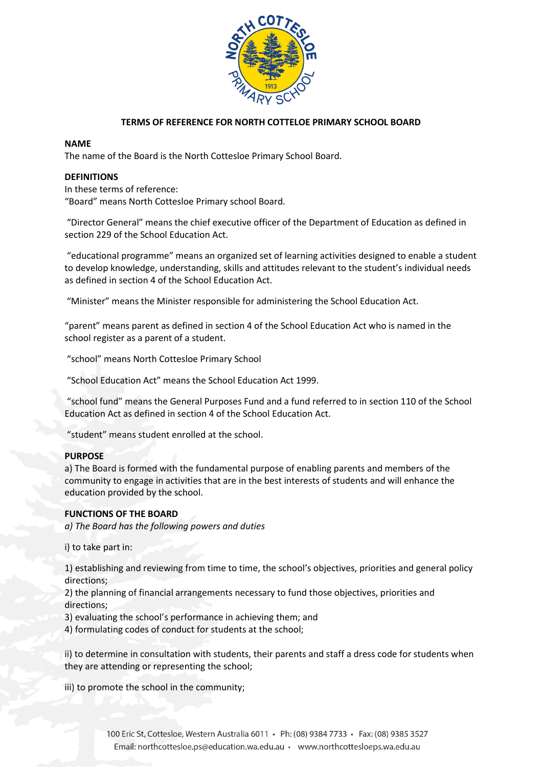# TERMS OF REFERENCE FOR NORTH COTTELOE PRIMARY SCHOOL BOARD

**NAME**

The name of the Board is the North Cottesloe Primary School Board.

**DEFINITIONS**

In these terms of reference:

"Board" means North Cottesloe Primary school Board.

"Director General" means the chief executive officer of the Department of Education as defined in section 229 of the School Education Act.

"educational programme" means an organized set of learning activities designed to enable a student to develop knowledge, understanding, skills and attitudes relevant to the student's individual needs as defined in section 4 of the School Education Act.

"Minister" means the Minister responsible for administering the School Education Act.

"parent" means parent as defined in section 4 of the School Education Act who is named in the school register as a parent of a student.

"school" means North Cottesloe Primary School

"School Education Act" means the School Education Act 1999.

"school fund" means the General Purposes Fund and a fund referred to in section 110 of the School Education Act as defined in section 4 of the School Education Act.

"student" means student enrolled at the school.

**PURPOSE**

a) The Board is formed with the fundamental purpose of enabling parents and members of the community to engage in activities that are in the best interests of students and will enhance the education provided by the school.

**FUNCTIONS OF THE BOARD**

*a) The Board has the following powers and duties*

i) to take part in:

1) establishing and reviewing from time to time, the school's objectives, priorities and general policy directions;
2) the planning of financial arrangements necessary to fund those objectives, priorities and directions;
3) evaluating the school's performance in achieving them; and
4) formulating codes of conduct for students at the school;

ii) to determine in consultation with students, their parents and staff a dress code for students when they are attending or representing the school;

iii) to promote the school in the community;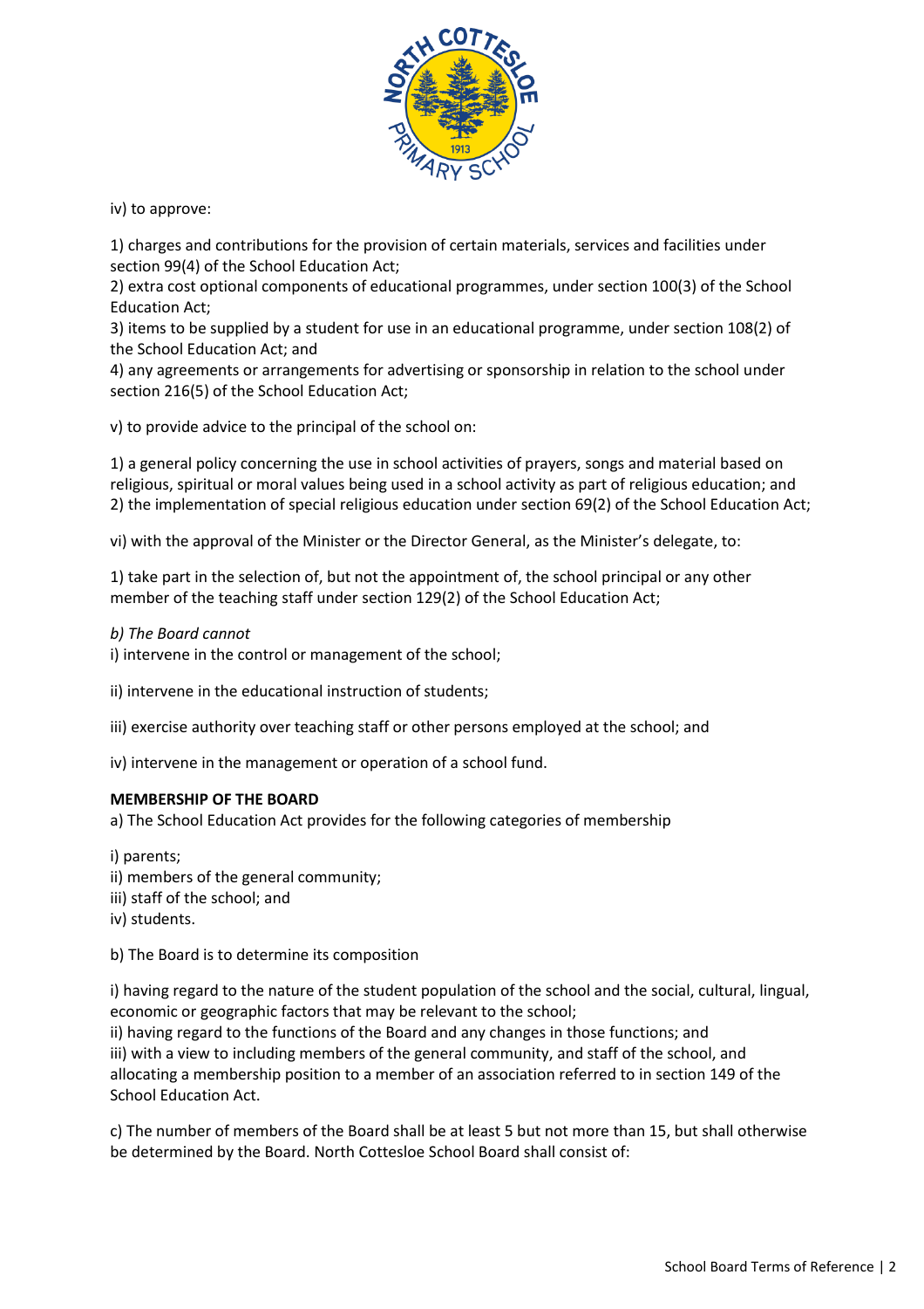iv) to approve:

1) charges and contributions for the provision of certain materials, services and facilities under section 99(4) of the School Education Act;
2) extra cost optional components of educational programmes, under section 100(3) of the School Education Act;
3) items to be supplied by a student for use in an educational programme, under section 108(2) of the School Education Act; and
4) any agreements or arrangements for advertising or sponsorship in relation to the school under section 216(5) of the School Education Act;

v) to provide advice to the principal of the school on:

1) a general policy concerning the use in school activities of prayers, songs and material based on religious, spiritual or moral values being used in a school activity as part of religious education; and
2) the implementation of special religious education under section 69(2) of the School Education Act;

vi) with the approval of the Minister or the Director General, as the Minister's delegate, to:

1) take part in the selection of, but not the appointment of, the school principal or any other member of the teaching staff under section 129(2) of the School Education Act;

*b) The Board cannot*

i) intervene in the control or management of the school;

ii) intervene in the educational instruction of students;

iii) exercise authority over teaching staff or other persons employed at the school; and

iv) intervene in the management or operation of a school fund.

**MEMBERSHIP OF THE BOARD**

a) The School Education Act provides for the following categories of membership

i) parents;
ii) members of the general community;
iii) staff of the school; and
iv) students.

b) The Board is to determine its composition

i) having regard to the nature of the student population of the school and the social, cultural, lingual, economic or geographic factors that may be relevant to the school;
ii) having regard to the functions of the Board and any changes in those functions; and
iii) with a view to including members of the general community, and staff of the school, and allocating a membership position to a member of an association referred to in section 149 of the School Education Act.

c) The number of members of the Board shall be at least 5 but not more than 15, but shall otherwise be determined by the Board. North Cottesloe School Board shall consist of: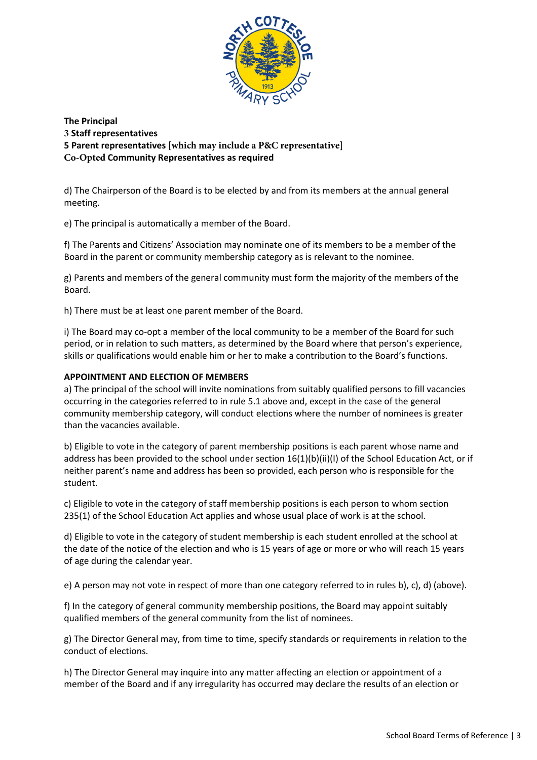**The Principal**
**3 Staff representatives**
**5 Parent representatives [which may include a P&C representative]**
**Co-Opted Community Representatives as required**

d) The Chairperson of the Board is to be elected by and from its members at the annual general meeting.

e) The principal is automatically a member of the Board.

f) The Parents and Citizens' Association may nominate one of its members to be a member of the Board in the parent or community membership category as is relevant to the nominee.

g) Parents and members of the general community must form the majority of the members of the Board.

h) There must be at least one parent member of the Board.

i) The Board may co-opt a member of the local community to be a member of the Board for such period, or in relation to such matters, as determined by the Board where that person's experience, skills or qualifications would enable him or her to make a contribution to the Board's functions.

**APPOINTMENT AND ELECTION OF MEMBERS**

a) The principal of the school will invite nominations from suitably qualified persons to fill vacancies occurring in the categories referred to in rule 5.1 above and, except in the case of the general community membership category, will conduct elections where the number of nominees is greater than the vacancies available.

b) Eligible to vote in the category of parent membership positions is each parent whose name and address has been provided to the school under section 16(1)(b)(ii)(I) of the School Education Act, or if neither parent's name and address has been so provided, each person who is responsible for the student.

c) Eligible to vote in the category of staff membership positions is each person to whom section 235(1) of the School Education Act applies and whose usual place of work is at the school.

d) Eligible to vote in the category of student membership is each student enrolled at the school at the date of the notice of the election and who is 15 years of age or more or who will reach 15 years of age during the calendar year.

e) A person may not vote in respect of more than one category referred to in rules b), c), d) (above).

f) In the category of general community membership positions, the Board may appoint suitably qualified members of the general community from the list of nominees.

g) The Director General may, from time to time, specify standards or requirements in relation to the conduct of elections.

h) The Director General may inquire into any matter affecting an election or appointment of a member of the Board and if any irregularity has occurred may declare the results of an election or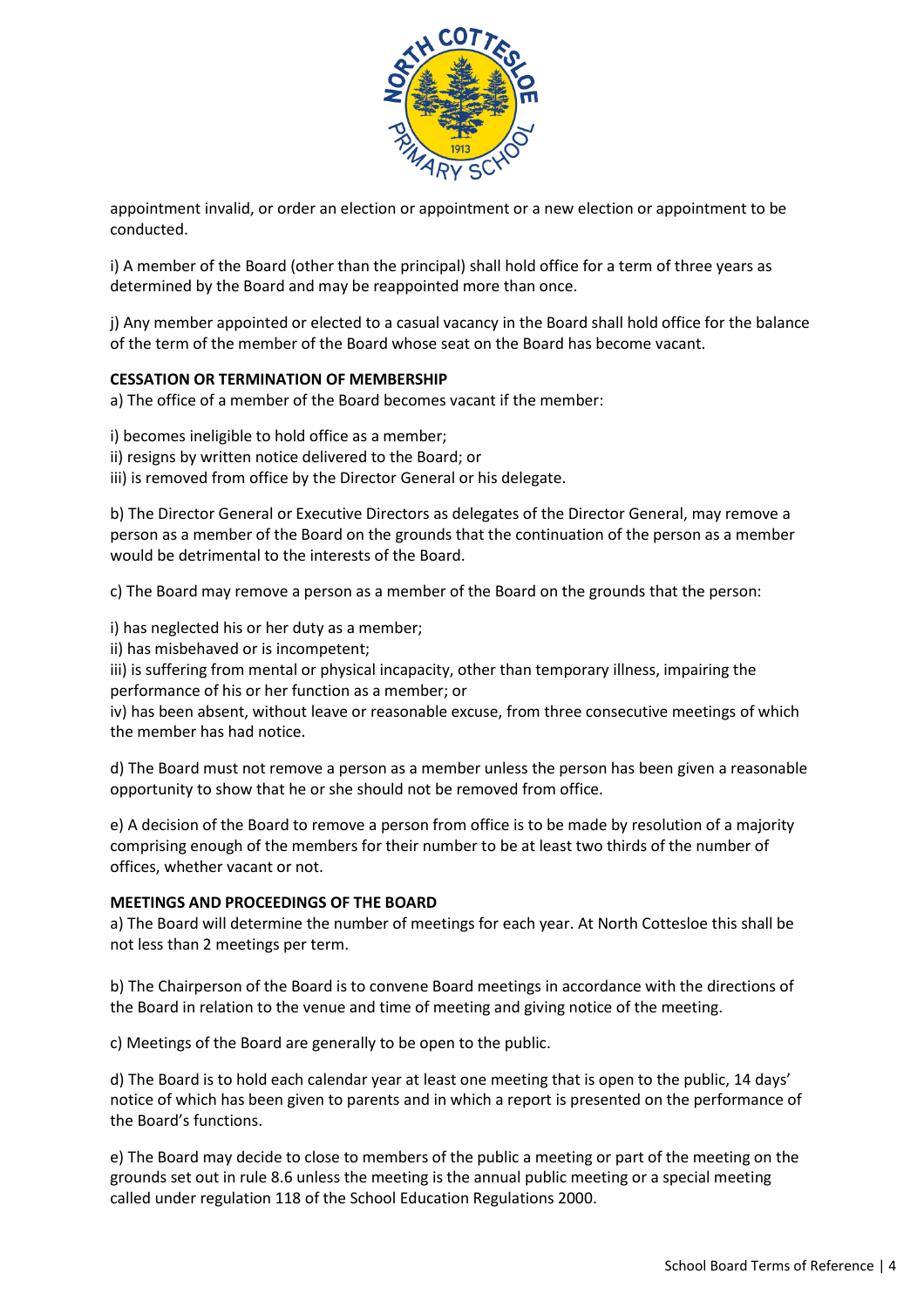appointment invalid, or order an election or appointment or a new election or appointment to be conducted.

i) A member of the Board (other than the principal) shall hold office for a term of three years as determined by the Board and may be reappointed more than once.

j) Any member appointed or elected to a casual vacancy in the Board shall hold office for the balance of the term of the member of the Board whose seat on the Board has become vacant.

**CESSATION OR TERMINATION OF MEMBERSHIP**

a) The office of a member of the Board becomes vacant if the member:

i) becomes ineligible to hold office as a member;
ii) resigns by written notice delivered to the Board; or
iii) is removed from office by the Director General or his delegate.

b) The Director General or Executive Directors as delegates of the Director General, may remove a person as a member of the Board on the grounds that the continuation of the person as a member would be detrimental to the interests of the Board.

c) The Board may remove a person as a member of the Board on the grounds that the person:

i) has neglected his or her duty as a member;
ii) has misbehaved or is incompetent;
iii) is suffering from mental or physical incapacity, other than temporary illness, impairing the performance of his or her function as a member; or
iv) has been absent, without leave or reasonable excuse, from three consecutive meetings of which the member has had notice.

d) The Board must not remove a person as a member unless the person has been given a reasonable opportunity to show that he or she should not be removed from office.

e) A decision of the Board to remove a person from office is to be made by resolution of a majority comprising enough of the members for their number to be at least two thirds of the number of offices, whether vacant or not.

**MEETINGS AND PROCEEDINGS OF THE BOARD**

a) The Board will determine the number of meetings for each year. At North Cottesloe this shall be not less than 2 meetings per term.

b) The Chairperson of the Board is to convene Board meetings in accordance with the directions of the Board in relation to the venue and time of meeting and giving notice of the meeting.

c) Meetings of the Board are generally to be open to the public.

d) The Board is to hold each calendar year at least one meeting that is open to the public, 14 days' notice of which has been given to parents and in which a report is presented on the performance of the Board's functions.

e) The Board may decide to close to members of the public a meeting or part of the meeting on the grounds set out in rule 8.6 unless the meeting is the annual public meeting or a special meeting called under regulation 118 of the School Education Regulations 2000.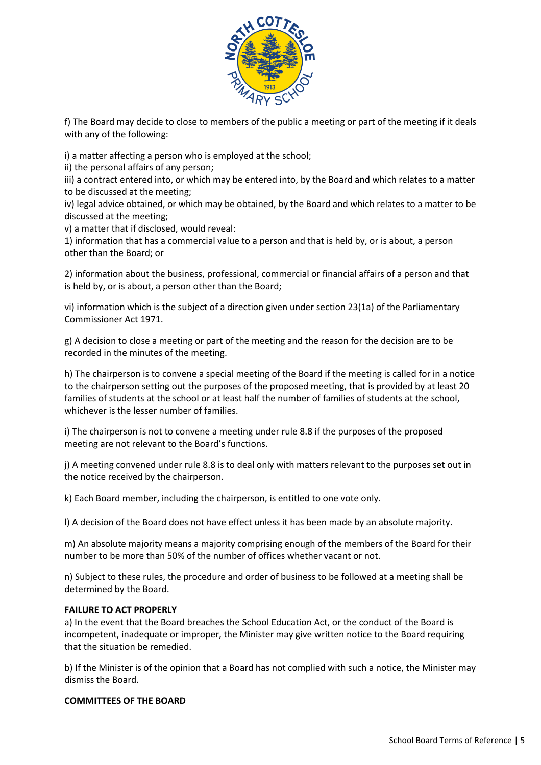f) The Board may decide to close to members of the public a meeting or part of the meeting if it deals with any of the following:

i) a matter affecting a person who is employed at the school;
ii) the personal affairs of any person;
iii) a contract entered into, or which may be entered into, by the Board and which relates to a matter to be discussed at the meeting;
iv) legal advice obtained, or which may be obtained, by the Board and which relates to a matter to be discussed at the meeting;
v) a matter that if disclosed, would reveal:
1) information that has a commercial value to a person and that is held by, or is about, a person other than the Board; or

2) information about the business, professional, commercial or financial affairs of a person and that is held by, or is about, a person other than the Board;

vi) information which is the subject of a direction given under section 23(1a) of the Parliamentary Commissioner Act 1971.

g) A decision to close a meeting or part of the meeting and the reason for the decision are to be recorded in the minutes of the meeting.

h) The chairperson is to convene a special meeting of the Board if the meeting is called for in a notice to the chairperson setting out the purposes of the proposed meeting, that is provided by at least 20 families of students at the school or at least half the number of families of students at the school, whichever is the lesser number of families.

i) The chairperson is not to convene a meeting under rule 8.8 if the purposes of the proposed meeting are not relevant to the Board's functions.

j) A meeting convened under rule 8.8 is to deal only with matters relevant to the purposes set out in the notice received by the chairperson.

k) Each Board member, including the chairperson, is entitled to one vote only.

l) A decision of the Board does not have effect unless it has been made by an absolute majority.

m) An absolute majority means a majority comprising enough of the members of the Board for their number to be more than 50% of the number of offices whether vacant or not.

n) Subject to these rules, the procedure and order of business to be followed at a meeting shall be determined by the Board.

**FAILURE TO ACT PROPERLY**

a) In the event that the Board breaches the School Education Act, or the conduct of the Board is incompetent, inadequate or improper, the Minister may give written notice to the Board requiring that the situation be remedied.

b) If the Minister is of the opinion that a Board has not complied with such a notice, the Minister may dismiss the Board.

**COMMITTEES OF THE BOARD**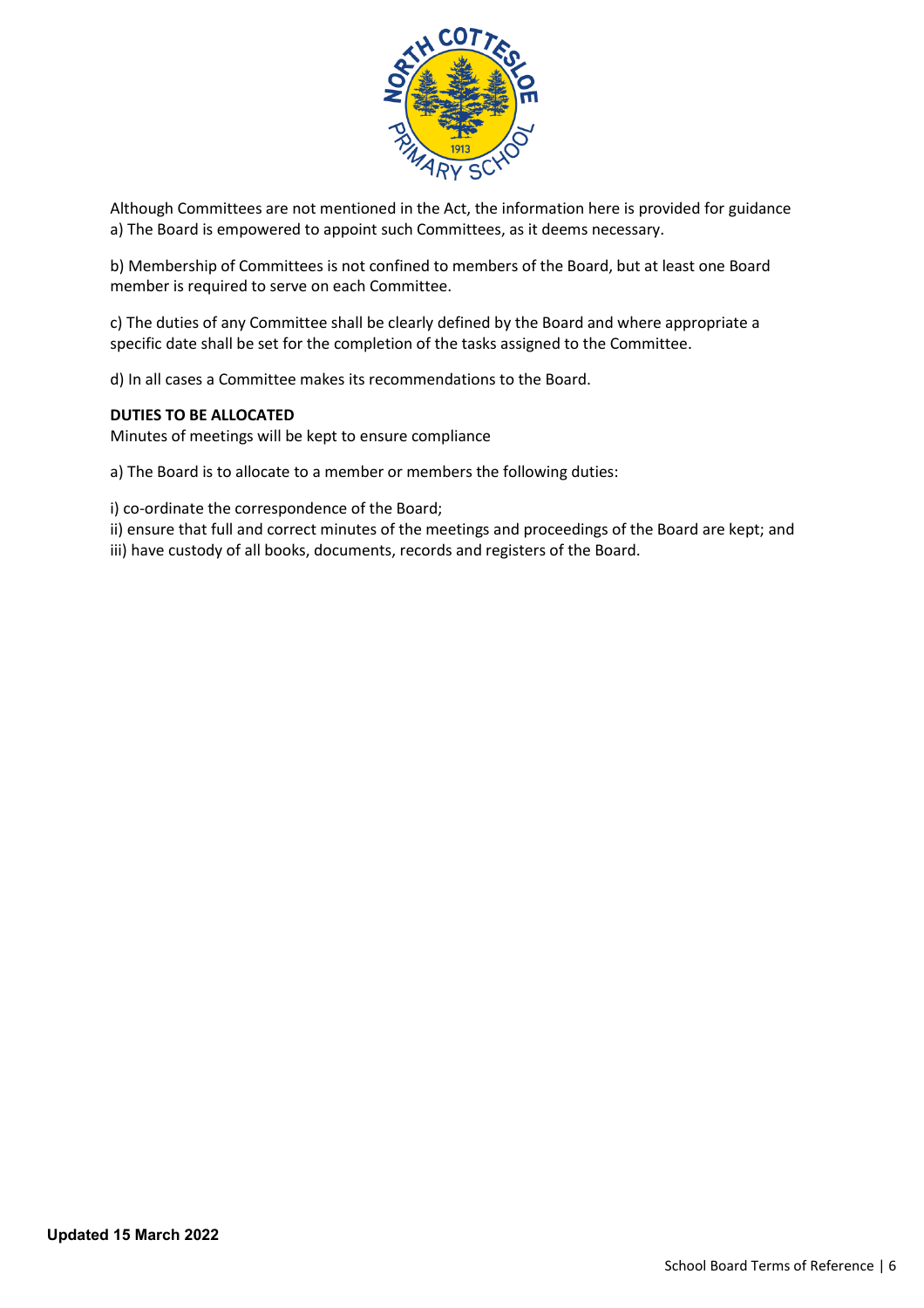Although Committees are not mentioned in the Act, the information here is provided for guidance

a) The Board is empowered to appoint such Committees, as it deems necessary.

b) Membership of Committees is not confined to members of the Board, but at least one Board member is required to serve on each Committee.

c) The duties of any Committee shall be clearly defined by the Board and where appropriate a specific date shall be set for the completion of the tasks assigned to the Committee.

d) In all cases a Committee makes its recommendations to the Board.

**DUTIES TO BE ALLOCATED**

Minutes of meetings will be kept to ensure compliance

a) The Board is to allocate to a member or members the following duties:

i) co-ordinate the correspondence of the Board;
ii) ensure that full and correct minutes of the meetings and proceedings of the Board are kept; and
iii) have custody of all books, documents, records and registers of the Board.

**Updated 15 March 2022**